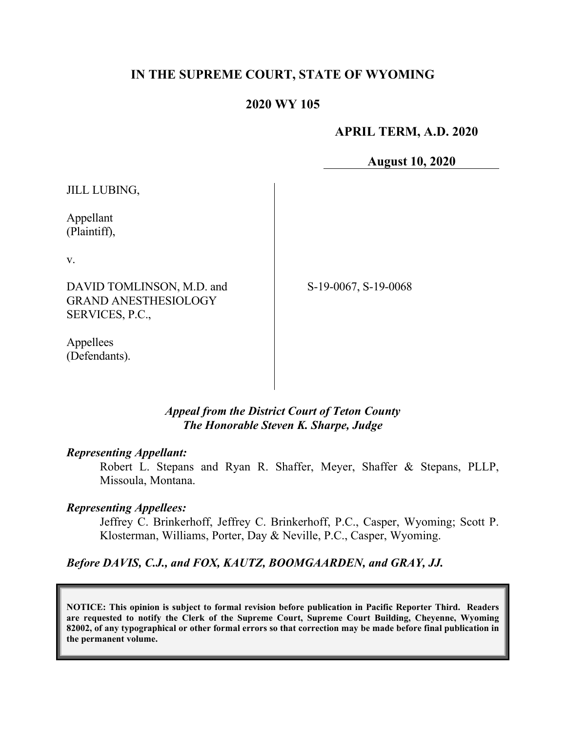# IN THE SUPREME COURT, STATE OF WYOMING

## 2020 WY 105

**APRIL TERM, A.D. 2020**

**August 10, 2020**

JILL LUBING,

Appellant
(Plaintiff),

v.

DAVID TOMLINSON, M.D. and GRAND ANESTHESIOLOGY SERVICES, P.C.,

Appellees
(Defendants).

S-19-0067, S-19-0068

*Appeal from the District Court of Teton County*
*The Honorable Steven K. Sharpe, Judge*

***Representing Appellant:***

Robert L. Stepans and Ryan R. Shaffer, Meyer, Shaffer & Stepans, PLLP, Missoula, Montana.

***Representing Appellees:***

Jeffrey C. Brinkerhoff, Jeffrey C. Brinkerhoff, P.C., Casper, Wyoming; Scott P. Klosterman, Williams, Porter, Day & Neville, P.C., Casper, Wyoming.

***Before DAVIS, C.J., and FOX, KAUTZ, BOOMGAARDEN, and GRAY, JJ.***

**NOTICE: This opinion is subject to formal revision before publication in Pacific Reporter Third. Readers are requested to notify the Clerk of the Supreme Court, Supreme Court Building, Cheyenne, Wyoming 82002, of any typographical or other formal errors so that correction may be made before final publication in the permanent volume.**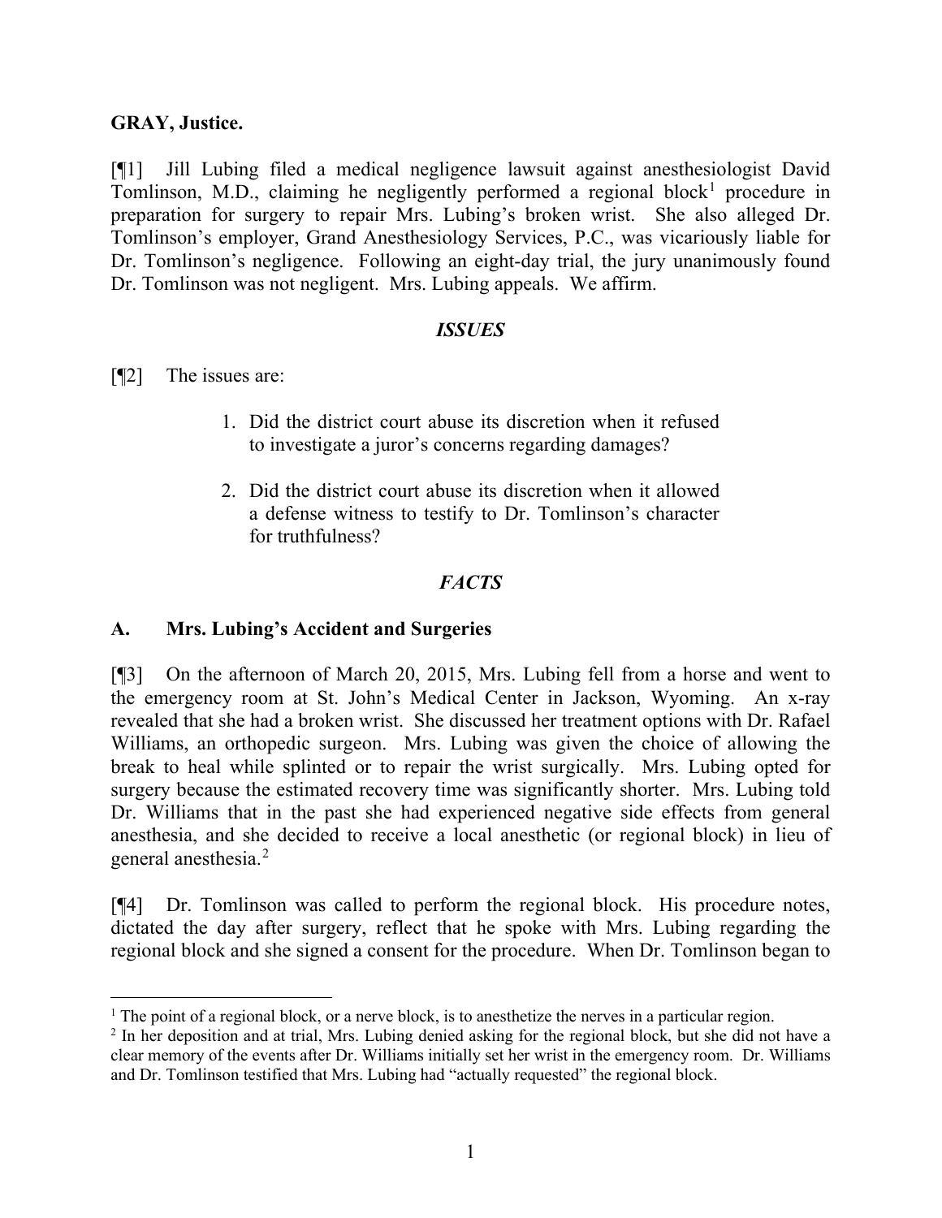**GRAY, Justice.**

[¶1] Jill Lubing filed a medical negligence lawsuit against anesthesiologist David Tomlinson, M.D., claiming he negligently performed a regional block[1] procedure in preparation for surgery to repair Mrs. Lubing's broken wrist. She also alleged Dr. Tomlinson's employer, Grand Anesthesiology Services, P.C., was vicariously liable for Dr. Tomlinson's negligence. Following an eight-day trial, the jury unanimously found Dr. Tomlinson was not negligent. Mrs. Lubing appeals. We affirm.

## *ISSUES*

[¶2] The issues are:

1. Did the district court abuse its discretion when it refused to investigate a juror's concerns regarding damages?

2. Did the district court abuse its discretion when it allowed a defense witness to testify to Dr. Tomlinson's character for truthfulness?

## *FACTS*

### A. Mrs. Lubing's Accident and Surgeries

[¶3] On the afternoon of March 20, 2015, Mrs. Lubing fell from a horse and went to the emergency room at St. John's Medical Center in Jackson, Wyoming. An x-ray revealed that she had a broken wrist. She discussed her treatment options with Dr. Rafael Williams, an orthopedic surgeon. Mrs. Lubing was given the choice of allowing the break to heal while splinted or to repair the wrist surgically. Mrs. Lubing opted for surgery because the estimated recovery time was significantly shorter. Mrs. Lubing told Dr. Williams that in the past she had experienced negative side effects from general anesthesia, and she decided to receive a local anesthetic (or regional block) in lieu of general anesthesia.[2]

[¶4] Dr. Tomlinson was called to perform the regional block. His procedure notes, dictated the day after surgery, reflect that he spoke with Mrs. Lubing regarding the regional block and she signed a consent for the procedure. When Dr. Tomlinson began to

---

[1] The point of a regional block, or a nerve block, is to anesthetize the nerves in a particular region.

[2] In her deposition and at trial, Mrs. Lubing denied asking for the regional block, but she did not have a clear memory of the events after Dr. Williams initially set her wrist in the emergency room. Dr. Williams and Dr. Tomlinson testified that Mrs. Lubing had "actually requested" the regional block.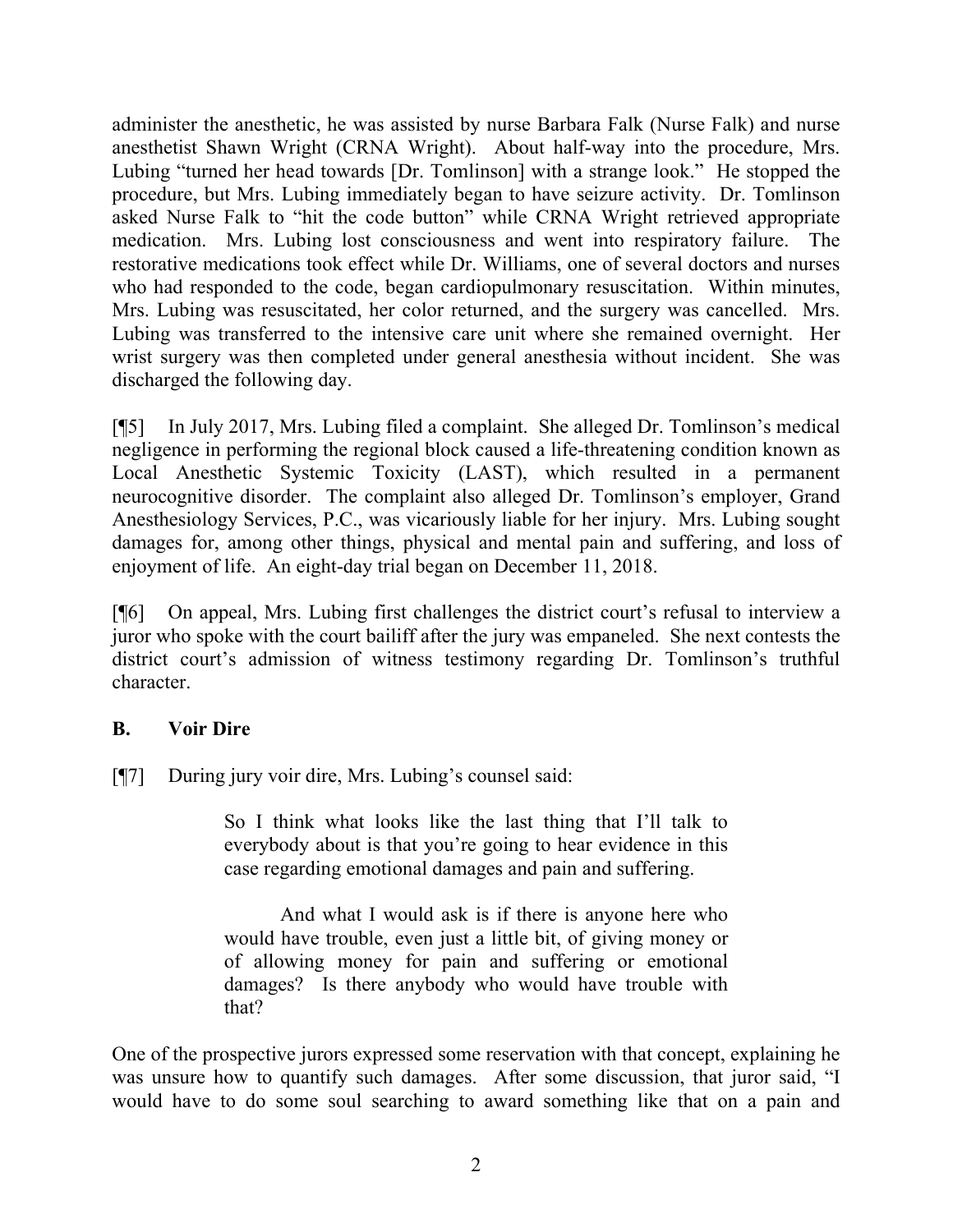administer the anesthetic, he was assisted by nurse Barbara Falk (Nurse Falk) and nurse anesthetist Shawn Wright (CRNA Wright). About half-way into the procedure, Mrs. Lubing "turned her head towards [Dr. Tomlinson] with a strange look." He stopped the procedure, but Mrs. Lubing immediately began to have seizure activity. Dr. Tomlinson asked Nurse Falk to "hit the code button" while CRNA Wright retrieved appropriate medication. Mrs. Lubing lost consciousness and went into respiratory failure. The restorative medications took effect while Dr. Williams, one of several doctors and nurses who had responded to the code, began cardiopulmonary resuscitation. Within minutes, Mrs. Lubing was resuscitated, her color returned, and the surgery was cancelled. Mrs. Lubing was transferred to the intensive care unit where she remained overnight. Her wrist surgery was then completed under general anesthesia without incident. She was discharged the following day.

[¶5] In July 2017, Mrs. Lubing filed a complaint. She alleged Dr. Tomlinson's medical negligence in performing the regional block caused a life-threatening condition known as Local Anesthetic Systemic Toxicity (LAST), which resulted in a permanent neurocognitive disorder. The complaint also alleged Dr. Tomlinson's employer, Grand Anesthesiology Services, P.C., was vicariously liable for her injury. Mrs. Lubing sought damages for, among other things, physical and mental pain and suffering, and loss of enjoyment of life. An eight-day trial began on December 11, 2018.

[¶6] On appeal, Mrs. Lubing first challenges the district court's refusal to interview a juror who spoke with the court bailiff after the jury was empaneled. She next contests the district court's admission of witness testimony regarding Dr. Tomlinson's truthful character.

**B. Voir Dire**

[¶7] During jury voir dire, Mrs. Lubing's counsel said:

> So I think what looks like the last thing that I'll talk to everybody about is that you're going to hear evidence in this case regarding emotional damages and pain and suffering.
>
> And what I would ask is if there is anyone here who would have trouble, even just a little bit, of giving money or of allowing money for pain and suffering or emotional damages? Is there anybody who would have trouble with that?

One of the prospective jurors expressed some reservation with that concept, explaining he was unsure how to quantify such damages. After some discussion, that juror said, "I would have to do some soul searching to award something like that on a pain and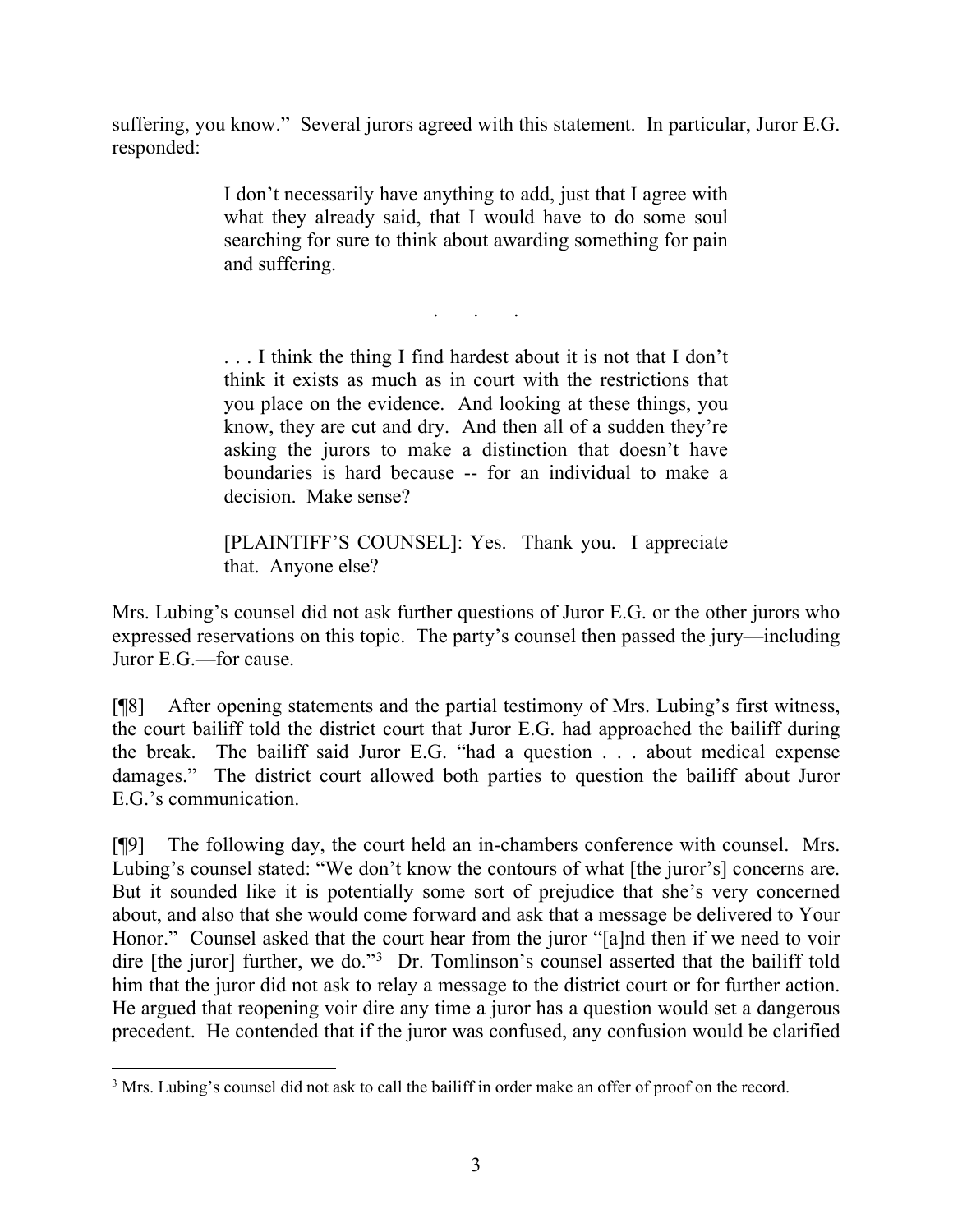suffering, you know." Several jurors agreed with this statement. In particular, Juror E.G. responded:

> I don't necessarily have anything to add, just that I agree with what they already said, that I would have to do some soul searching for sure to think about awarding something for pain and suffering.
>
> . . .
>
> . . . I think the thing I find hardest about it is not that I don't think it exists as much as in court with the restrictions that you place on the evidence. And looking at these things, you know, they are cut and dry. And then all of a sudden they're asking the jurors to make a distinction that doesn't have boundaries is hard because -- for an individual to make a decision. Make sense?
>
> [PLAINTIFF'S COUNSEL]: Yes. Thank you. I appreciate that. Anyone else?

Mrs. Lubing's counsel did not ask further questions of Juror E.G. or the other jurors who expressed reservations on this topic. The party's counsel then passed the jury—including Juror E.G.—for cause.

[¶8] After opening statements and the partial testimony of Mrs. Lubing's first witness, the court bailiff told the district court that Juror E.G. had approached the bailiff during the break. The bailiff said Juror E.G. "had a question . . . about medical expense damages." The district court allowed both parties to question the bailiff about Juror E.G.'s communication.

[¶9] The following day, the court held an in-chambers conference with counsel. Mrs. Lubing's counsel stated: "We don't know the contours of what [the juror's] concerns are. But it sounded like it is potentially some sort of prejudice that she's very concerned about, and also that she would come forward and ask that a message be delivered to Your Honor." Counsel asked that the court hear from the juror "[a]nd then if we need to voir dire [the juror] further, we do."[3] Dr. Tomlinson's counsel asserted that the bailiff told him that the juror did not ask to relay a message to the district court or for further action. He argued that reopening voir dire any time a juror has a question would set a dangerous precedent. He contended that if the juror was confused, any confusion would be clarified

[3] Mrs. Lubing's counsel did not ask to call the bailiff in order make an offer of proof on the record.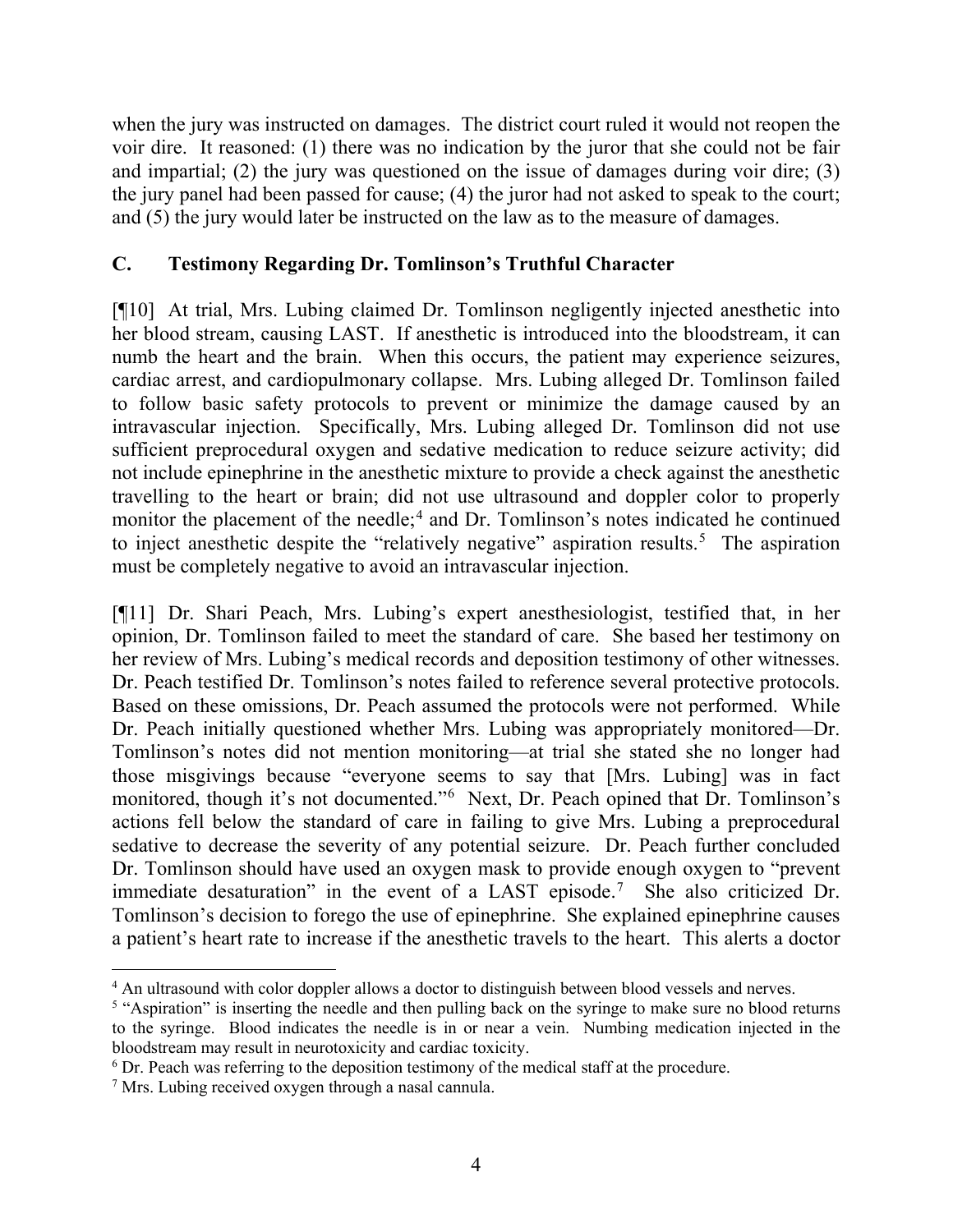when the jury was instructed on damages. The district court ruled it would not reopen the voir dire. It reasoned: (1) there was no indication by the juror that she could not be fair and impartial; (2) the jury was questioned on the issue of damages during voir dire; (3) the jury panel had been passed for cause; (4) the juror had not asked to speak to the court; and (5) the jury would later be instructed on the law as to the measure of damages.

## C. Testimony Regarding Dr. Tomlinson's Truthful Character

[¶10] At trial, Mrs. Lubing claimed Dr. Tomlinson negligently injected anesthetic into her blood stream, causing LAST. If anesthetic is introduced into the bloodstream, it can numb the heart and the brain. When this occurs, the patient may experience seizures, cardiac arrest, and cardiopulmonary collapse. Mrs. Lubing alleged Dr. Tomlinson failed to follow basic safety protocols to prevent or minimize the damage caused by an intravascular injection. Specifically, Mrs. Lubing alleged Dr. Tomlinson did not use sufficient preprocedural oxygen and sedative medication to reduce seizure activity; did not include epinephrine in the anesthetic mixture to provide a check against the anesthetic travelling to the heart or brain; did not use ultrasound and doppler color to properly monitor the placement of the needle;[4] and Dr. Tomlinson's notes indicated he continued to inject anesthetic despite the "relatively negative" aspiration results.[5] The aspiration must be completely negative to avoid an intravascular injection.

[¶11] Dr. Shari Peach, Mrs. Lubing's expert anesthesiologist, testified that, in her opinion, Dr. Tomlinson failed to meet the standard of care. She based her testimony on her review of Mrs. Lubing's medical records and deposition testimony of other witnesses. Dr. Peach testified Dr. Tomlinson's notes failed to reference several protective protocols. Based on these omissions, Dr. Peach assumed the protocols were not performed. While Dr. Peach initially questioned whether Mrs. Lubing was appropriately monitored—Dr. Tomlinson's notes did not mention monitoring—at trial she stated she no longer had those misgivings because "everyone seems to say that [Mrs. Lubing] was in fact monitored, though it's not documented."[6] Next, Dr. Peach opined that Dr. Tomlinson's actions fell below the standard of care in failing to give Mrs. Lubing a preprocedural sedative to decrease the severity of any potential seizure. Dr. Peach further concluded Dr. Tomlinson should have used an oxygen mask to provide enough oxygen to "prevent immediate desaturation" in the event of a LAST episode.[7] She also criticized Dr. Tomlinson's decision to forego the use of epinephrine. She explained epinephrine causes a patient's heart rate to increase if the anesthetic travels to the heart. This alerts a doctor

---

[4] An ultrasound with color doppler allows a doctor to distinguish between blood vessels and nerves.

[5] "Aspiration" is inserting the needle and then pulling back on the syringe to make sure no blood returns to the syringe. Blood indicates the needle is in or near a vein. Numbing medication injected in the bloodstream may result in neurotoxicity and cardiac toxicity.

[6] Dr. Peach was referring to the deposition testimony of the medical staff at the procedure.

[7] Mrs. Lubing received oxygen through a nasal cannula.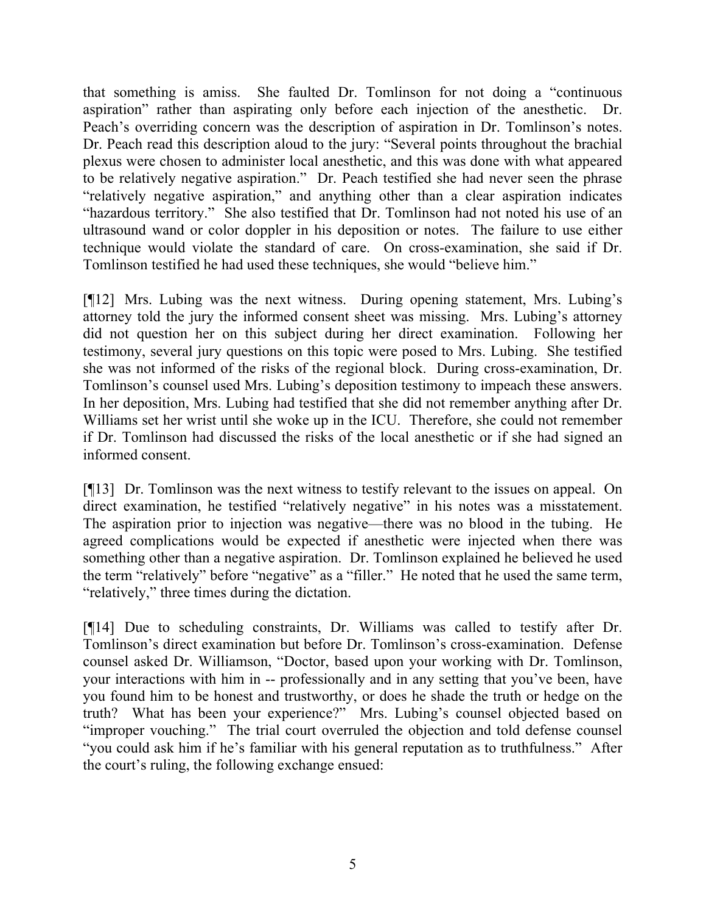that something is amiss. She faulted Dr. Tomlinson for not doing a "continuous aspiration" rather than aspirating only before each injection of the anesthetic. Dr. Peach's overriding concern was the description of aspiration in Dr. Tomlinson's notes. Dr. Peach read this description aloud to the jury: "Several points throughout the brachial plexus were chosen to administer local anesthetic, and this was done with what appeared to be relatively negative aspiration." Dr. Peach testified she had never seen the phrase "relatively negative aspiration," and anything other than a clear aspiration indicates "hazardous territory." She also testified that Dr. Tomlinson had not noted his use of an ultrasound wand or color doppler in his deposition or notes. The failure to use either technique would violate the standard of care. On cross-examination, she said if Dr. Tomlinson testified he had used these techniques, she would "believe him."

[¶12] Mrs. Lubing was the next witness. During opening statement, Mrs. Lubing's attorney told the jury the informed consent sheet was missing. Mrs. Lubing's attorney did not question her on this subject during her direct examination. Following her testimony, several jury questions on this topic were posed to Mrs. Lubing. She testified she was not informed of the risks of the regional block. During cross-examination, Dr. Tomlinson's counsel used Mrs. Lubing's deposition testimony to impeach these answers. In her deposition, Mrs. Lubing had testified that she did not remember anything after Dr. Williams set her wrist until she woke up in the ICU. Therefore, she could not remember if Dr. Tomlinson had discussed the risks of the local anesthetic or if she had signed an informed consent.

[¶13] Dr. Tomlinson was the next witness to testify relevant to the issues on appeal. On direct examination, he testified "relatively negative" in his notes was a misstatement. The aspiration prior to injection was negative—there was no blood in the tubing. He agreed complications would be expected if anesthetic were injected when there was something other than a negative aspiration. Dr. Tomlinson explained he believed he used the term "relatively" before "negative" as a "filler." He noted that he used the same term, "relatively," three times during the dictation.

[¶14] Due to scheduling constraints, Dr. Williams was called to testify after Dr. Tomlinson's direct examination but before Dr. Tomlinson's cross-examination. Defense counsel asked Dr. Williamson, "Doctor, based upon your working with Dr. Tomlinson, your interactions with him in -- professionally and in any setting that you've been, have you found him to be honest and trustworthy, or does he shade the truth or hedge on the truth? What has been your experience?" Mrs. Lubing's counsel objected based on "improper vouching." The trial court overruled the objection and told defense counsel "you could ask him if he's familiar with his general reputation as to truthfulness." After the court's ruling, the following exchange ensued: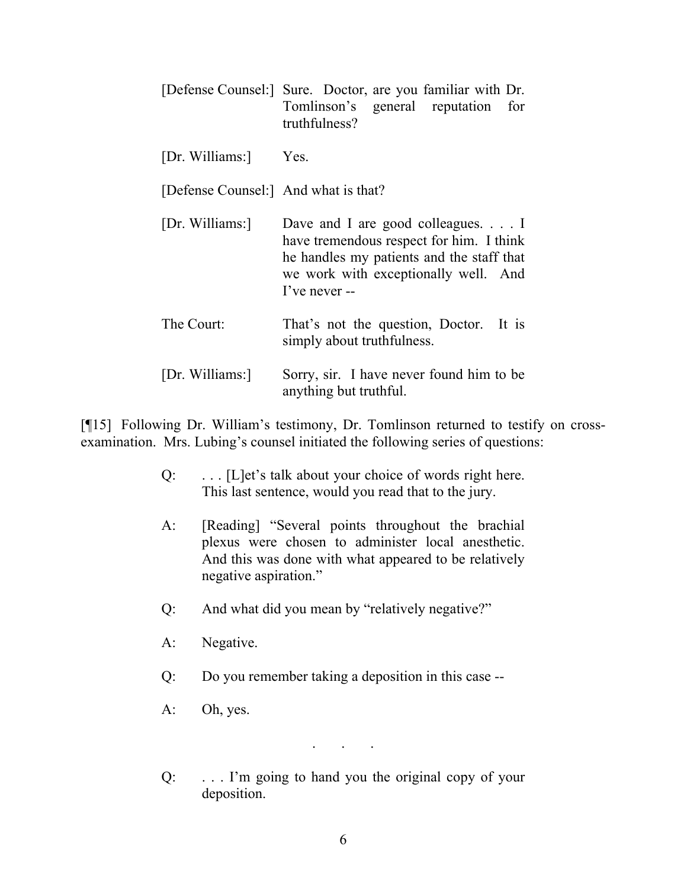[Defense Counsel:] Sure. Doctor, are you familiar with Dr. Tomlinson's general reputation for truthfulness?

[Dr. Williams:] Yes.

[Defense Counsel:] And what is that?

[Dr. Williams:] Dave and I are good colleagues. . . . I have tremendous respect for him. I think he handles my patients and the staff that we work with exceptionally well. And I've never --

The Court: That's not the question, Doctor. It is simply about truthfulness.

[Dr. Williams:] Sorry, sir. I have never found him to be anything but truthful.

[¶15] Following Dr. William's testimony, Dr. Tomlinson returned to testify on cross-examination. Mrs. Lubing's counsel initiated the following series of questions:

> Q: . . . [L]et's talk about your choice of words right here. This last sentence, would you read that to the jury.
>
> A: [Reading] "Several points throughout the brachial plexus were chosen to administer local anesthetic. And this was done with what appeared to be relatively negative aspiration."
>
> Q: And what did you mean by "relatively negative?"
>
> A: Negative.
>
> Q: Do you remember taking a deposition in this case --
>
> A: Oh, yes.
>
> . . .
>
> Q: . . . I'm going to hand you the original copy of your deposition.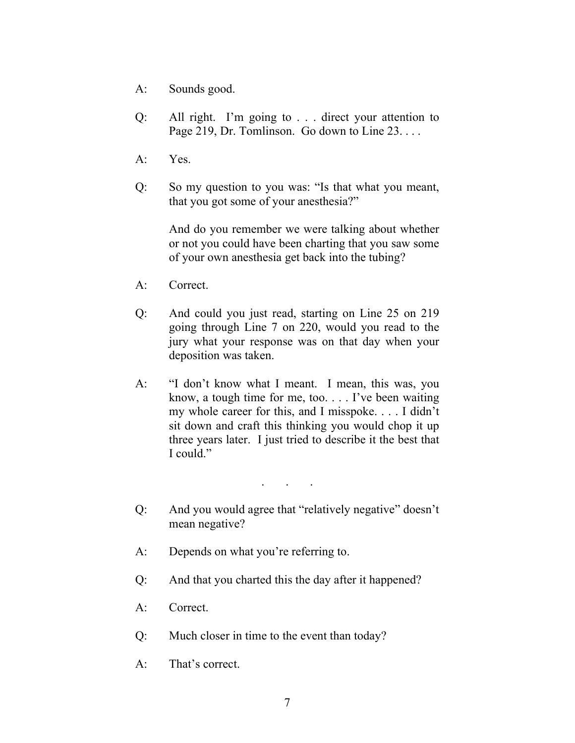A: Sounds good.

Q: All right. I'm going to . . . direct your attention to Page 219, Dr. Tomlinson. Go down to Line 23. . . .

A: Yes.

Q: So my question to you was: "Is that what you meant, that you got some of your anesthesia?"

And do you remember we were talking about whether or not you could have been charting that you saw some of your own anesthesia get back into the tubing?

A: Correct.

Q: And could you just read, starting on Line 25 on 219 going through Line 7 on 220, would you read to the jury what your response was on that day when your deposition was taken.

A: "I don't know what I meant. I mean, this was, you know, a tough time for me, too. . . . I've been waiting my whole career for this, and I misspoke. . . . I didn't sit down and craft this thinking you would chop it up three years later. I just tried to describe it the best that I could."

. . .

Q: And you would agree that "relatively negative" doesn't mean negative?

A: Depends on what you're referring to.

Q: And that you charted this the day after it happened?

A: Correct.

Q: Much closer in time to the event than today?

A: That's correct.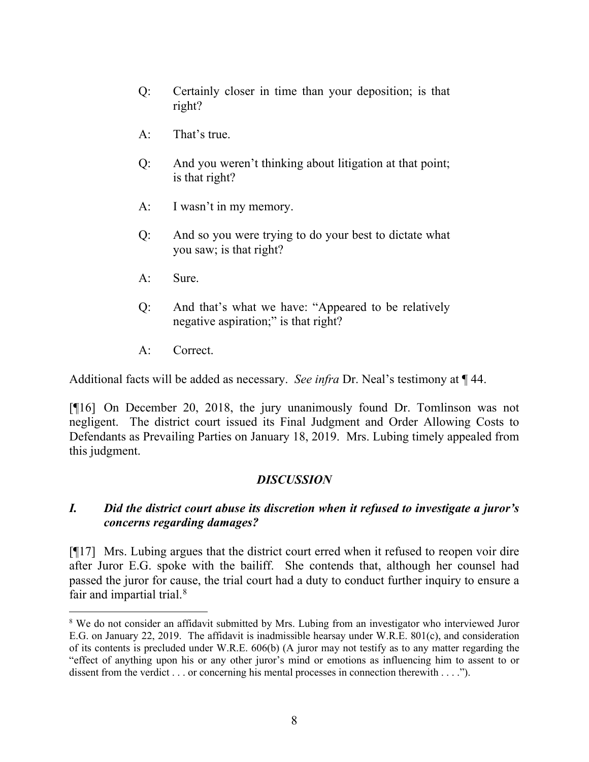> Q: Certainly closer in time than your deposition; is that right?
>
> A: That's true.
>
> Q: And you weren't thinking about litigation at that point; is that right?
>
> A: I wasn't in my memory.
>
> Q: And so you were trying to do your best to dictate what you saw; is that right?
>
> A: Sure.
>
> Q: And that's what we have: "Appeared to be relatively negative aspiration;" is that right?
>
> A: Correct.

Additional facts will be added as necessary. *See infra* Dr. Neal's testimony at ¶ 44.

[¶16] On December 20, 2018, the jury unanimously found Dr. Tomlinson was not negligent. The district court issued its Final Judgment and Order Allowing Costs to Defendants as Prevailing Parties on January 18, 2019. Mrs. Lubing timely appealed from this judgment.

## *DISCUSSION*

### *I. Did the district court abuse its discretion when it refused to investigate a juror's concerns regarding damages?*

[¶17] Mrs. Lubing argues that the district court erred when it refused to reopen voir dire after Juror E.G. spoke with the bailiff. She contends that, although her counsel had passed the juror for cause, the trial court had a duty to conduct further inquiry to ensure a fair and impartial trial.[8]

---

[8] We do not consider an affidavit submitted by Mrs. Lubing from an investigator who interviewed Juror E.G. on January 22, 2019. The affidavit is inadmissible hearsay under W.R.E. 801(c), and consideration of its contents is precluded under W.R.E. 606(b) (A juror may not testify as to any matter regarding the "effect of anything upon his or any other juror's mind or emotions as influencing him to assent to or dissent from the verdict . . . or concerning his mental processes in connection therewith . . . .").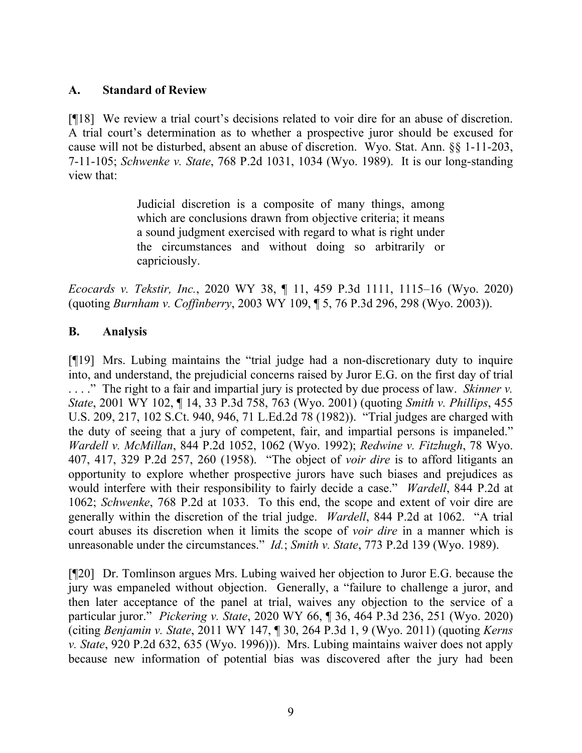## A. Standard of Review

[¶18] We review a trial court's decisions related to voir dire for an abuse of discretion. A trial court's determination as to whether a prospective juror should be excused for cause will not be disturbed, absent an abuse of discretion. Wyo. Stat. Ann. §§ 1-11-203, 7-11-105; *Schwenke v. State*, 768 P.2d 1031, 1034 (Wyo. 1989). It is our long-standing view that:

> Judicial discretion is a composite of many things, among which are conclusions drawn from objective criteria; it means a sound judgment exercised with regard to what is right under the circumstances and without doing so arbitrarily or capriciously.

*Ecocards v. Tekstir, Inc.*, 2020 WY 38, ¶ 11, 459 P.3d 1111, 1115–16 (Wyo. 2020) (quoting *Burnham v. Coffinberry*, 2003 WY 109, ¶ 5, 76 P.3d 296, 298 (Wyo. 2003)).

## B. Analysis

[¶19] Mrs. Lubing maintains the "trial judge had a non-discretionary duty to inquire into, and understand, the prejudicial concerns raised by Juror E.G. on the first day of trial . . . ." The right to a fair and impartial jury is protected by due process of law. *Skinner v. State*, 2001 WY 102, ¶ 14, 33 P.3d 758, 763 (Wyo. 2001) (quoting *Smith v. Phillips*, 455 U.S. 209, 217, 102 S.Ct. 940, 946, 71 L.Ed.2d 78 (1982)). "Trial judges are charged with the duty of seeing that a jury of competent, fair, and impartial persons is impaneled." *Wardell v. McMillan*, 844 P.2d 1052, 1062 (Wyo. 1992); *Redwine v. Fitzhugh*, 78 Wyo. 407, 417, 329 P.2d 257, 260 (1958). "The object of *voir dire* is to afford litigants an opportunity to explore whether prospective jurors have such biases and prejudices as would interfere with their responsibility to fairly decide a case." *Wardell*, 844 P.2d at 1062; *Schwenke*, 768 P.2d at 1033. To this end, the scope and extent of voir dire are generally within the discretion of the trial judge. *Wardell*, 844 P.2d at 1062. "A trial court abuses its discretion when it limits the scope of *voir dire* in a manner which is unreasonable under the circumstances." *Id.*; *Smith v. State*, 773 P.2d 139 (Wyo. 1989).

[¶20] Dr. Tomlinson argues Mrs. Lubing waived her objection to Juror E.G. because the jury was empaneled without objection. Generally, a "failure to challenge a juror, and then later acceptance of the panel at trial, waives any objection to the service of a particular juror." *Pickering v. State*, 2020 WY 66, ¶ 36, 464 P.3d 236, 251 (Wyo. 2020) (citing *Benjamin v. State*, 2011 WY 147, ¶ 30, 264 P.3d 1, 9 (Wyo. 2011) (quoting *Kerns v. State*, 920 P.2d 632, 635 (Wyo. 1996))). Mrs. Lubing maintains waiver does not apply because new information of potential bias was discovered after the jury had been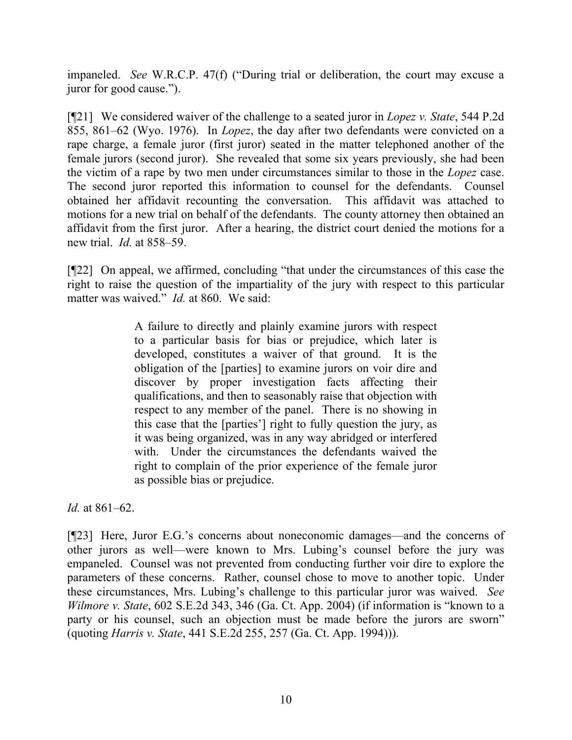impaneled. *See* W.R.C.P. 47(f) ("During trial or deliberation, the court may excuse a juror for good cause.").

[¶21] We considered waiver of the challenge to a seated juror in *Lopez v. State*, 544 P.2d 855, 861–62 (Wyo. 1976). In *Lopez*, the day after two defendants were convicted on a rape charge, a female juror (first juror) seated in the matter telephoned another of the female jurors (second juror). She revealed that some six years previously, she had been the victim of a rape by two men under circumstances similar to those in the *Lopez* case. The second juror reported this information to counsel for the defendants. Counsel obtained her affidavit recounting the conversation. This affidavit was attached to motions for a new trial on behalf of the defendants. The county attorney then obtained an affidavit from the first juror. After a hearing, the district court denied the motions for a new trial. *Id.* at 858–59.

[¶22] On appeal, we affirmed, concluding "that under the circumstances of this case the right to raise the question of the impartiality of the jury with respect to this particular matter was waived." *Id.* at 860. We said:

> A failure to directly and plainly examine jurors with respect to a particular basis for bias or prejudice, which later is developed, constitutes a waiver of that ground. It is the obligation of the [parties] to examine jurors on voir dire and discover by proper investigation facts affecting their qualifications, and then to seasonably raise that objection with respect to any member of the panel. There is no showing in this case that the [parties'] right to fully question the jury, as it was being organized, was in any way abridged or interfered with. Under the circumstances the defendants waived the right to complain of the prior experience of the female juror as possible bias or prejudice.

*Id.* at 861–62.

[¶23] Here, Juror E.G.'s concerns about noneconomic damages—and the concerns of other jurors as well—were known to Mrs. Lubing's counsel before the jury was empaneled. Counsel was not prevented from conducting further voir dire to explore the parameters of these concerns. Rather, counsel chose to move to another topic. Under these circumstances, Mrs. Lubing's challenge to this particular juror was waived. *See Wilmore v. State*, 602 S.E.2d 343, 346 (Ga. Ct. App. 2004) (if information is "known to a party or his counsel, such an objection must be made before the jurors are sworn" (quoting *Harris v. State*, 441 S.E.2d 255, 257 (Ga. Ct. App. 1994))).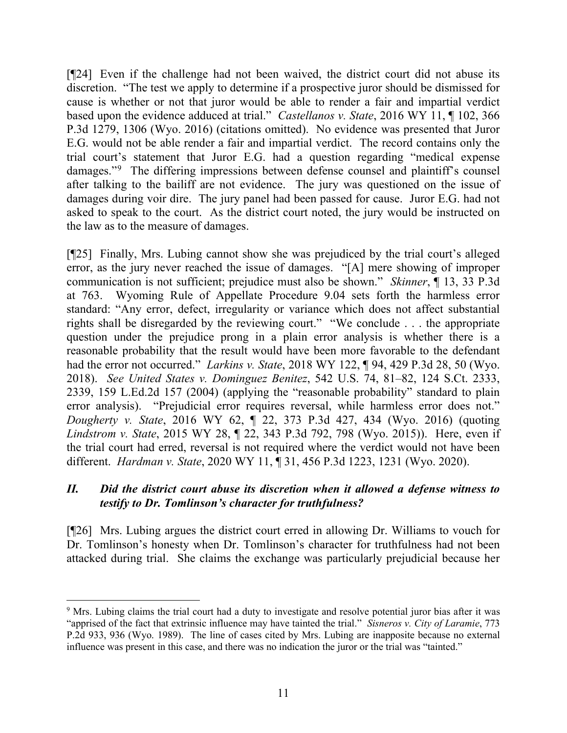[¶24] Even if the challenge had not been waived, the district court did not abuse its discretion. "The test we apply to determine if a prospective juror should be dismissed for cause is whether or not that juror would be able to render a fair and impartial verdict based upon the evidence adduced at trial." *Castellanos v. State*, 2016 WY 11, ¶ 102, 366 P.3d 1279, 1306 (Wyo. 2016) (citations omitted). No evidence was presented that Juror E.G. would not be able render a fair and impartial verdict. The record contains only the trial court's statement that Juror E.G. had a question regarding "medical expense damages."[9] The differing impressions between defense counsel and plaintiff's counsel after talking to the bailiff are not evidence. The jury was questioned on the issue of damages during voir dire. The jury panel had been passed for cause. Juror E.G. had not asked to speak to the court. As the district court noted, the jury would be instructed on the law as to the measure of damages.

[¶25] Finally, Mrs. Lubing cannot show she was prejudiced by the trial court's alleged error, as the jury never reached the issue of damages. "[A] mere showing of improper communication is not sufficient; prejudice must also be shown." *Skinner*, ¶ 13, 33 P.3d at 763. Wyoming Rule of Appellate Procedure 9.04 sets forth the harmless error standard: "Any error, defect, irregularity or variance which does not affect substantial rights shall be disregarded by the reviewing court." "We conclude . . . the appropriate question under the prejudice prong in a plain error analysis is whether there is a reasonable probability that the result would have been more favorable to the defendant had the error not occurred." *Larkins v. State*, 2018 WY 122, ¶ 94, 429 P.3d 28, 50 (Wyo. 2018). *See United States v. Dominguez Benitez*, 542 U.S. 74, 81–82, 124 S.Ct. 2333, 2339, 159 L.Ed.2d 157 (2004) (applying the "reasonable probability" standard to plain error analysis). "Prejudicial error requires reversal, while harmless error does not." *Dougherty v. State*, 2016 WY 62, ¶ 22, 373 P.3d 427, 434 (Wyo. 2016) (quoting *Lindstrom v. State*, 2015 WY 28, ¶ 22, 343 P.3d 792, 798 (Wyo. 2015)). Here, even if the trial court had erred, reversal is not required where the verdict would not have been different. *Hardman v. State*, 2020 WY 11, ¶ 31, 456 P.3d 1223, 1231 (Wyo. 2020).

## *II. Did the district court abuse its discretion when it allowed a defense witness to testify to Dr. Tomlinson's character for truthfulness?*

[¶26] Mrs. Lubing argues the district court erred in allowing Dr. Williams to vouch for Dr. Tomlinson's honesty when Dr. Tomlinson's character for truthfulness had not been attacked during trial. She claims the exchange was particularly prejudicial because her

---

[9] Mrs. Lubing claims the trial court had a duty to investigate and resolve potential juror bias after it was "apprised of the fact that extrinsic influence may have tainted the trial." *Sisneros v. City of Laramie*, 773 P.2d 933, 936 (Wyo. 1989). The line of cases cited by Mrs. Lubing are inapposite because no external influence was present in this case, and there was no indication the juror or the trial was "tainted."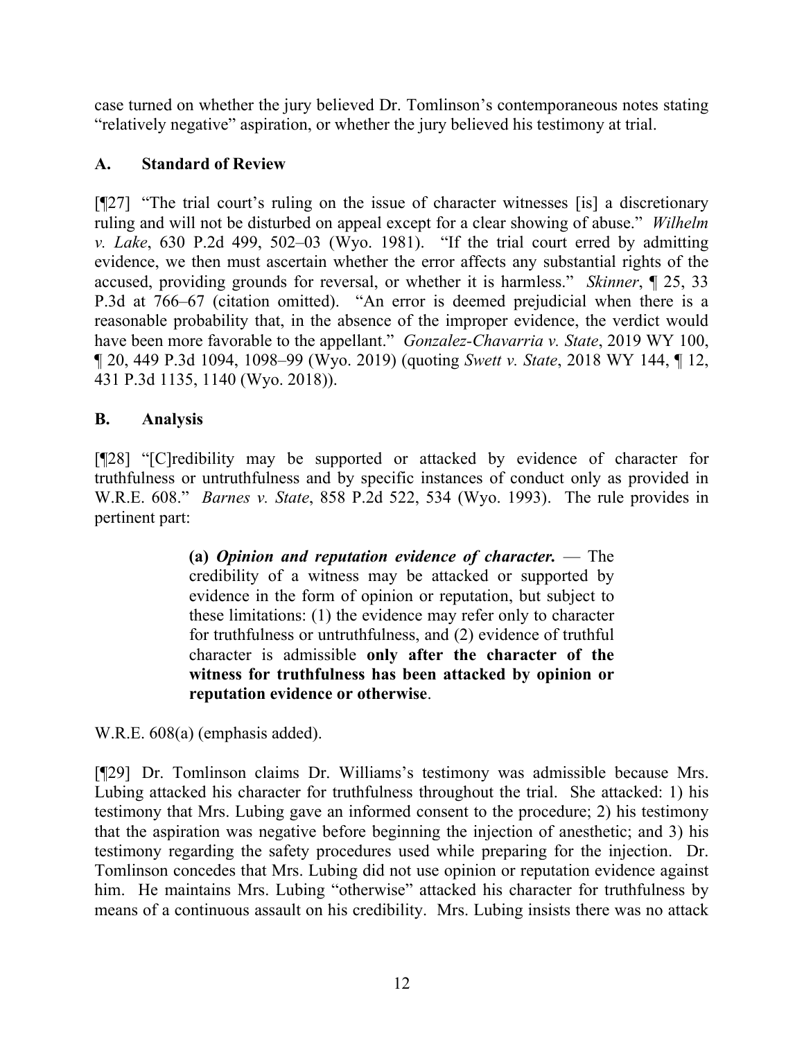case turned on whether the jury believed Dr. Tomlinson's contemporaneous notes stating "relatively negative" aspiration, or whether the jury believed his testimony at trial.

### A. Standard of Review

[¶27] "The trial court's ruling on the issue of character witnesses [is] a discretionary ruling and will not be disturbed on appeal except for a clear showing of abuse." *Wilhelm v. Lake*, 630 P.2d 499, 502–03 (Wyo. 1981). "If the trial court erred by admitting evidence, we then must ascertain whether the error affects any substantial rights of the accused, providing grounds for reversal, or whether it is harmless." *Skinner*, ¶ 25, 33 P.3d at 766–67 (citation omitted). "An error is deemed prejudicial when there is a reasonable probability that, in the absence of the improper evidence, the verdict would have been more favorable to the appellant." *Gonzalez-Chavarria v. State*, 2019 WY 100, ¶ 20, 449 P.3d 1094, 1098–99 (Wyo. 2019) (quoting *Swett v. State*, 2018 WY 144, ¶ 12, 431 P.3d 1135, 1140 (Wyo. 2018)).

### B. Analysis

[¶28] "[C]redibility may be supported or attacked by evidence of character for truthfulness or untruthfulness and by specific instances of conduct only as provided in W.R.E. 608." *Barnes v. State*, 858 P.2d 522, 534 (Wyo. 1993). The rule provides in pertinent part:

> **(a)** ***Opinion and reputation evidence of character.*** — The credibility of a witness may be attacked or supported by evidence in the form of opinion or reputation, but subject to these limitations: (1) the evidence may refer only to character for truthfulness or untruthfulness, and (2) evidence of truthful character is admissible **only after the character of the witness for truthfulness has been attacked by opinion or reputation evidence or otherwise**.

W.R.E. 608(a) (emphasis added).

[¶29] Dr. Tomlinson claims Dr. Williams's testimony was admissible because Mrs. Lubing attacked his character for truthfulness throughout the trial. She attacked: 1) his testimony that Mrs. Lubing gave an informed consent to the procedure; 2) his testimony that the aspiration was negative before beginning the injection of anesthetic; and 3) his testimony regarding the safety procedures used while preparing for the injection. Dr. Tomlinson concedes that Mrs. Lubing did not use opinion or reputation evidence against him. He maintains Mrs. Lubing "otherwise" attacked his character for truthfulness by means of a continuous assault on his credibility. Mrs. Lubing insists there was no attack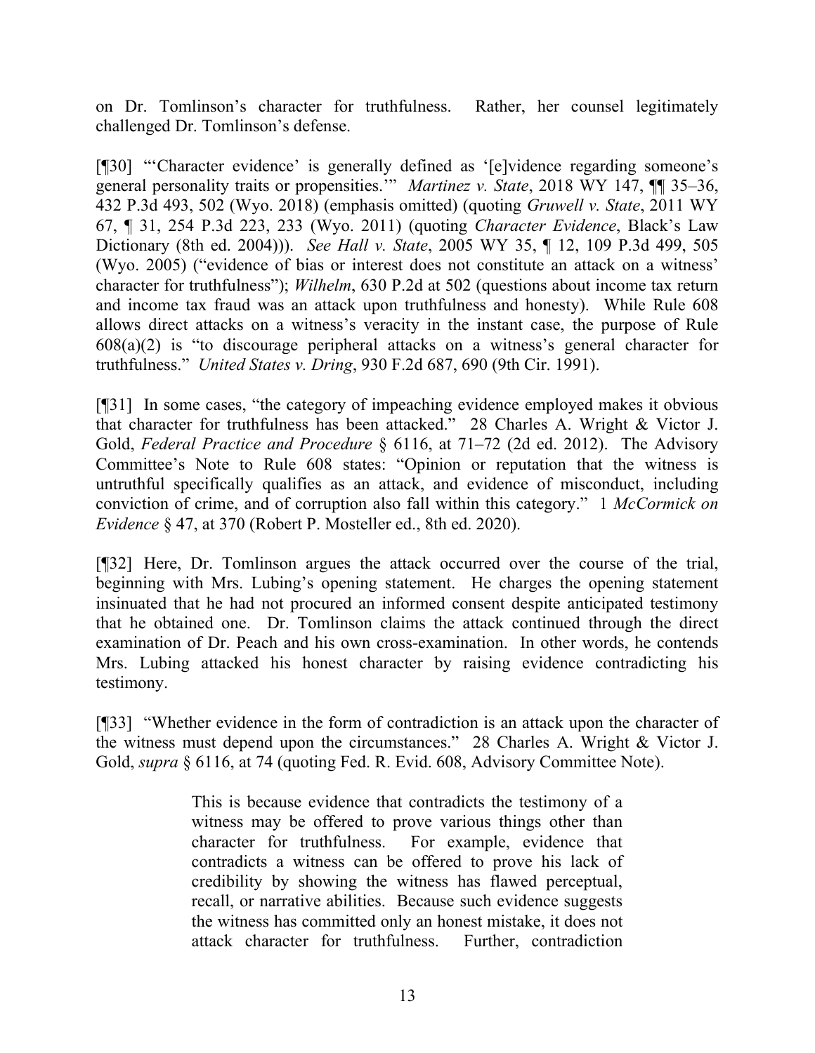on Dr. Tomlinson's character for truthfulness. Rather, her counsel legitimately challenged Dr. Tomlinson's defense.

[¶30] "'Character evidence' is generally defined as '[e]vidence regarding someone's general personality traits or propensities.'" *Martinez v. State*, 2018 WY 147, ¶¶ 35–36, 432 P.3d 493, 502 (Wyo. 2018) (emphasis omitted) (quoting *Gruwell v. State*, 2011 WY 67, ¶ 31, 254 P.3d 223, 233 (Wyo. 2011) (quoting *Character Evidence*, Black's Law Dictionary (8th ed. 2004))). *See Hall v. State*, 2005 WY 35, ¶ 12, 109 P.3d 499, 505 (Wyo. 2005) ("evidence of bias or interest does not constitute an attack on a witness' character for truthfulness"); *Wilhelm*, 630 P.2d at 502 (questions about income tax return and income tax fraud was an attack upon truthfulness and honesty). While Rule 608 allows direct attacks on a witness's veracity in the instant case, the purpose of Rule 608(a)(2) is "to discourage peripheral attacks on a witness's general character for truthfulness." *United States v. Dring*, 930 F.2d 687, 690 (9th Cir. 1991).

[¶31] In some cases, "the category of impeaching evidence employed makes it obvious that character for truthfulness has been attacked." 28 Charles A. Wright & Victor J. Gold, *Federal Practice and Procedure* § 6116, at 71–72 (2d ed. 2012). The Advisory Committee's Note to Rule 608 states: "Opinion or reputation that the witness is untruthful specifically qualifies as an attack, and evidence of misconduct, including conviction of crime, and of corruption also fall within this category." 1 *McCormick on Evidence* § 47, at 370 (Robert P. Mosteller ed., 8th ed. 2020).

[¶32] Here, Dr. Tomlinson argues the attack occurred over the course of the trial, beginning with Mrs. Lubing's opening statement. He charges the opening statement insinuated that he had not procured an informed consent despite anticipated testimony that he obtained one. Dr. Tomlinson claims the attack continued through the direct examination of Dr. Peach and his own cross-examination. In other words, he contends Mrs. Lubing attacked his honest character by raising evidence contradicting his testimony.

[¶33] "Whether evidence in the form of contradiction is an attack upon the character of the witness must depend upon the circumstances." 28 Charles A. Wright & Victor J. Gold, *supra* § 6116, at 74 (quoting Fed. R. Evid. 608, Advisory Committee Note).

> This is because evidence that contradicts the testimony of a witness may be offered to prove various things other than character for truthfulness. For example, evidence that contradicts a witness can be offered to prove his lack of credibility by showing the witness has flawed perceptual, recall, or narrative abilities. Because such evidence suggests the witness has committed only an honest mistake, it does not attack character for truthfulness. Further, contradiction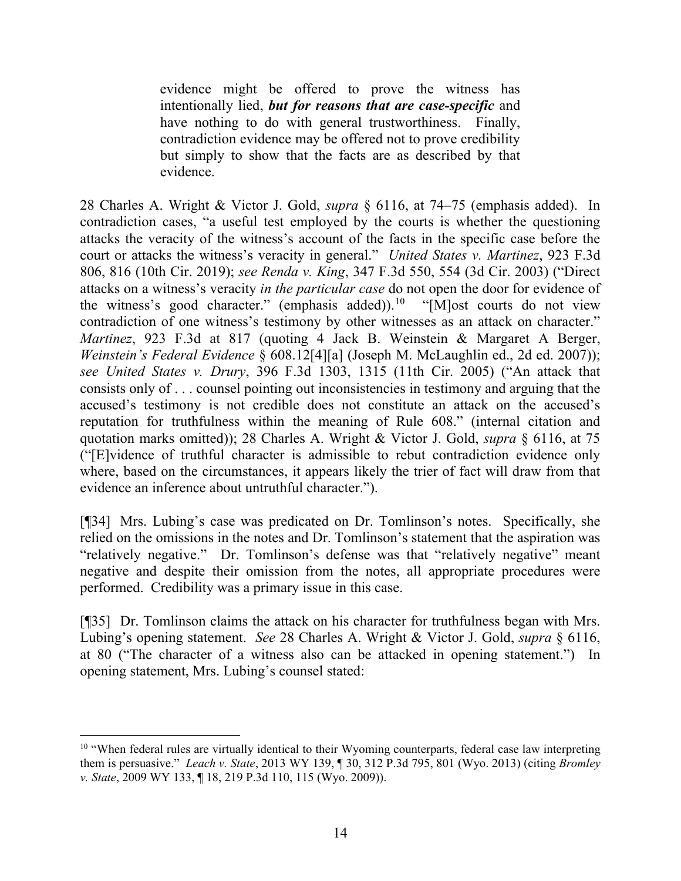> evidence might be offered to prove the witness has intentionally lied, ***but for reasons that are case-specific*** and have nothing to do with general trustworthiness. Finally, contradiction evidence may be offered not to prove credibility but simply to show that the facts are as described by that evidence.

28 Charles A. Wright & Victor J. Gold, *supra* § 6116, at 74–75 (emphasis added). In contradiction cases, "a useful test employed by the courts is whether the questioning attacks the veracity of the witness's account of the facts in the specific case before the court or attacks the witness's veracity in general." *United States v. Martinez*, 923 F.3d 806, 816 (10th Cir. 2019); *see Renda v. King*, 347 F.3d 550, 554 (3d Cir. 2003) ("Direct attacks on a witness's veracity *in the particular case* do not open the door for evidence of the witness's good character." (emphasis added)).[10] "[M]ost courts do not view contradiction of one witness's testimony by other witnesses as an attack on character." *Martinez*, 923 F.3d at 817 (quoting 4 Jack B. Weinstein & Margaret A Berger, *Weinstein's Federal Evidence* § 608.12[4][a] (Joseph M. McLaughlin ed., 2d ed. 2007)); *see United States v. Drury*, 396 F.3d 1303, 1315 (11th Cir. 2005) ("An attack that consists only of . . . counsel pointing out inconsistencies in testimony and arguing that the accused's testimony is not credible does not constitute an attack on the accused's reputation for truthfulness within the meaning of Rule 608." (internal citation and quotation marks omitted)); 28 Charles A. Wright & Victor J. Gold, *supra* § 6116, at 75 ("[E]vidence of truthful character is admissible to rebut contradiction evidence only where, based on the circumstances, it appears likely the trier of fact will draw from that evidence an inference about untruthful character.").

[¶34] Mrs. Lubing's case was predicated on Dr. Tomlinson's notes. Specifically, she relied on the omissions in the notes and Dr. Tomlinson's statement that the aspiration was "relatively negative." Dr. Tomlinson's defense was that "relatively negative" meant negative and despite their omission from the notes, all appropriate procedures were performed. Credibility was a primary issue in this case.

[¶35] Dr. Tomlinson claims the attack on his character for truthfulness began with Mrs. Lubing's opening statement. *See* 28 Charles A. Wright & Victor J. Gold, *supra* § 6116, at 80 ("The character of a witness also can be attacked in opening statement.") In opening statement, Mrs. Lubing's counsel stated:

---

[10] "When federal rules are virtually identical to their Wyoming counterparts, federal case law interpreting them is persuasive." *Leach v. State*, 2013 WY 139, ¶ 30, 312 P.3d 795, 801 (Wyo. 2013) (citing *Bromley v. State*, 2009 WY 133, ¶ 18, 219 P.3d 110, 115 (Wyo. 2009)).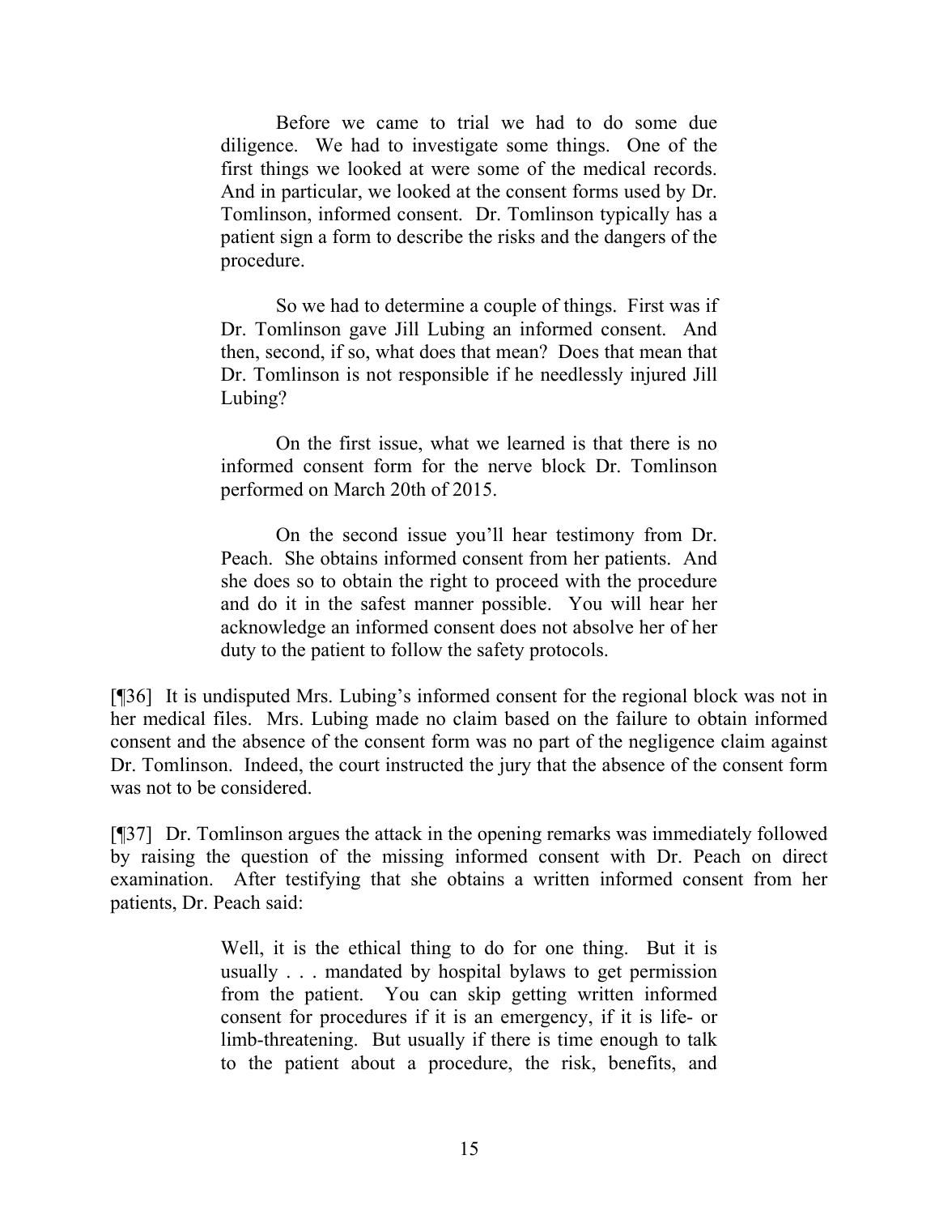> Before we came to trial we had to do some due diligence. We had to investigate some things. One of the first things we looked at were some of the medical records. And in particular, we looked at the consent forms used by Dr. Tomlinson, informed consent. Dr. Tomlinson typically has a patient sign a form to describe the risks and the dangers of the procedure.
>
> So we had to determine a couple of things. First was if Dr. Tomlinson gave Jill Lubing an informed consent. And then, second, if so, what does that mean? Does that mean that Dr. Tomlinson is not responsible if he needlessly injured Jill Lubing?
>
> On the first issue, what we learned is that there is no informed consent form for the nerve block Dr. Tomlinson performed on March 20th of 2015.
>
> On the second issue you'll hear testimony from Dr. Peach. She obtains informed consent from her patients. And she does so to obtain the right to proceed with the procedure and do it in the safest manner possible. You will hear her acknowledge an informed consent does not absolve her of her duty to the patient to follow the safety protocols.

[¶36] It is undisputed Mrs. Lubing's informed consent for the regional block was not in her medical files. Mrs. Lubing made no claim based on the failure to obtain informed consent and the absence of the consent form was no part of the negligence claim against Dr. Tomlinson. Indeed, the court instructed the jury that the absence of the consent form was not to be considered.

[¶37] Dr. Tomlinson argues the attack in the opening remarks was immediately followed by raising the question of the missing informed consent with Dr. Peach on direct examination. After testifying that she obtains a written informed consent from her patients, Dr. Peach said:

> Well, it is the ethical thing to do for one thing. But it is usually . . . mandated by hospital bylaws to get permission from the patient. You can skip getting written informed consent for procedures if it is an emergency, if it is life- or limb-threatening. But usually if there is time enough to talk to the patient about a procedure, the risk, benefits, and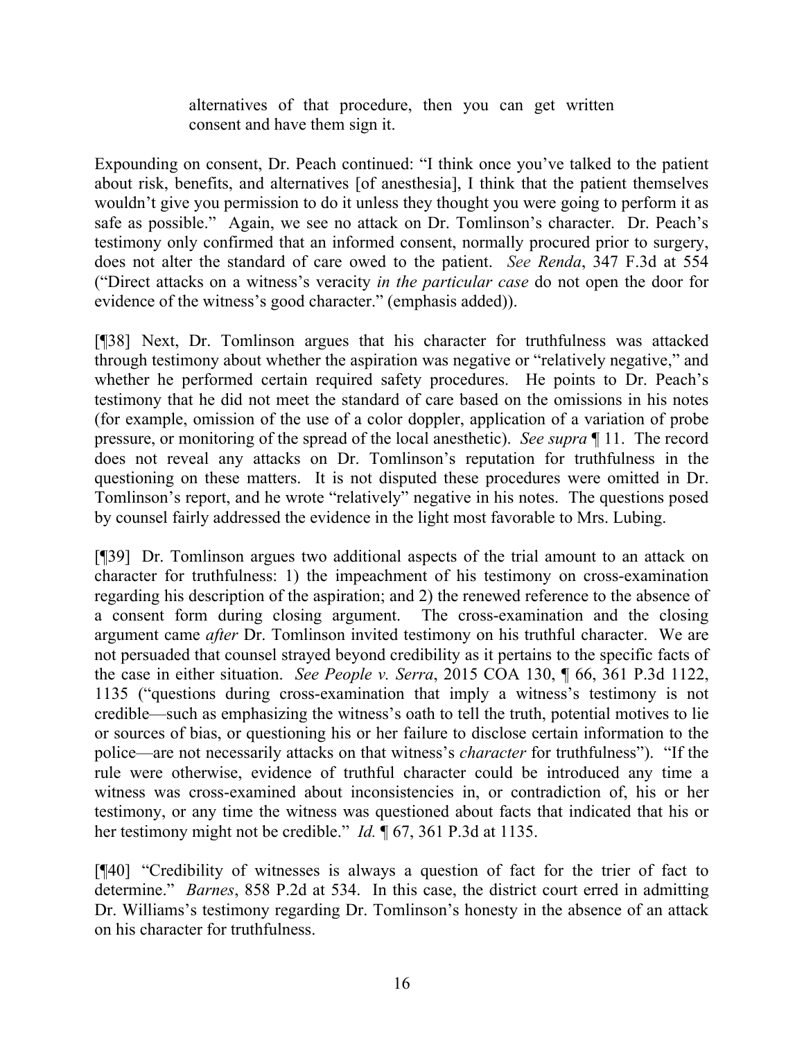> alternatives of that procedure, then you can get written consent and have them sign it.

Expounding on consent, Dr. Peach continued: "I think once you've talked to the patient about risk, benefits, and alternatives [of anesthesia], I think that the patient themselves wouldn't give you permission to do it unless they thought you were going to perform it as safe as possible." Again, we see no attack on Dr. Tomlinson's character. Dr. Peach's testimony only confirmed that an informed consent, normally procured prior to surgery, does not alter the standard of care owed to the patient. *See Renda*, 347 F.3d at 554 ("Direct attacks on a witness's veracity *in the particular case* do not open the door for evidence of the witness's good character." (emphasis added)).

[¶38] Next, Dr. Tomlinson argues that his character for truthfulness was attacked through testimony about whether the aspiration was negative or "relatively negative," and whether he performed certain required safety procedures. He points to Dr. Peach's testimony that he did not meet the standard of care based on the omissions in his notes (for example, omission of the use of a color doppler, application of a variation of probe pressure, or monitoring of the spread of the local anesthetic). *See supra* ¶ 11. The record does not reveal any attacks on Dr. Tomlinson's reputation for truthfulness in the questioning on these matters. It is not disputed these procedures were omitted in Dr. Tomlinson's report, and he wrote "relatively" negative in his notes. The questions posed by counsel fairly addressed the evidence in the light most favorable to Mrs. Lubing.

[¶39] Dr. Tomlinson argues two additional aspects of the trial amount to an attack on character for truthfulness: 1) the impeachment of his testimony on cross-examination regarding his description of the aspiration; and 2) the renewed reference to the absence of a consent form during closing argument. The cross-examination and the closing argument came *after* Dr. Tomlinson invited testimony on his truthful character. We are not persuaded that counsel strayed beyond credibility as it pertains to the specific facts of the case in either situation. *See People v. Serra*, 2015 COA 130, ¶ 66, 361 P.3d 1122, 1135 ("questions during cross-examination that imply a witness's testimony is not credible—such as emphasizing the witness's oath to tell the truth, potential motives to lie or sources of bias, or questioning his or her failure to disclose certain information to the police—are not necessarily attacks on that witness's *character* for truthfulness"). "If the rule were otherwise, evidence of truthful character could be introduced any time a witness was cross-examined about inconsistencies in, or contradiction of, his or her testimony, or any time the witness was questioned about facts that indicated that his or her testimony might not be credible." *Id.* ¶ 67, 361 P.3d at 1135.

[¶40] "Credibility of witnesses is always a question of fact for the trier of fact to determine." *Barnes*, 858 P.2d at 534. In this case, the district court erred in admitting Dr. Williams's testimony regarding Dr. Tomlinson's honesty in the absence of an attack on his character for truthfulness.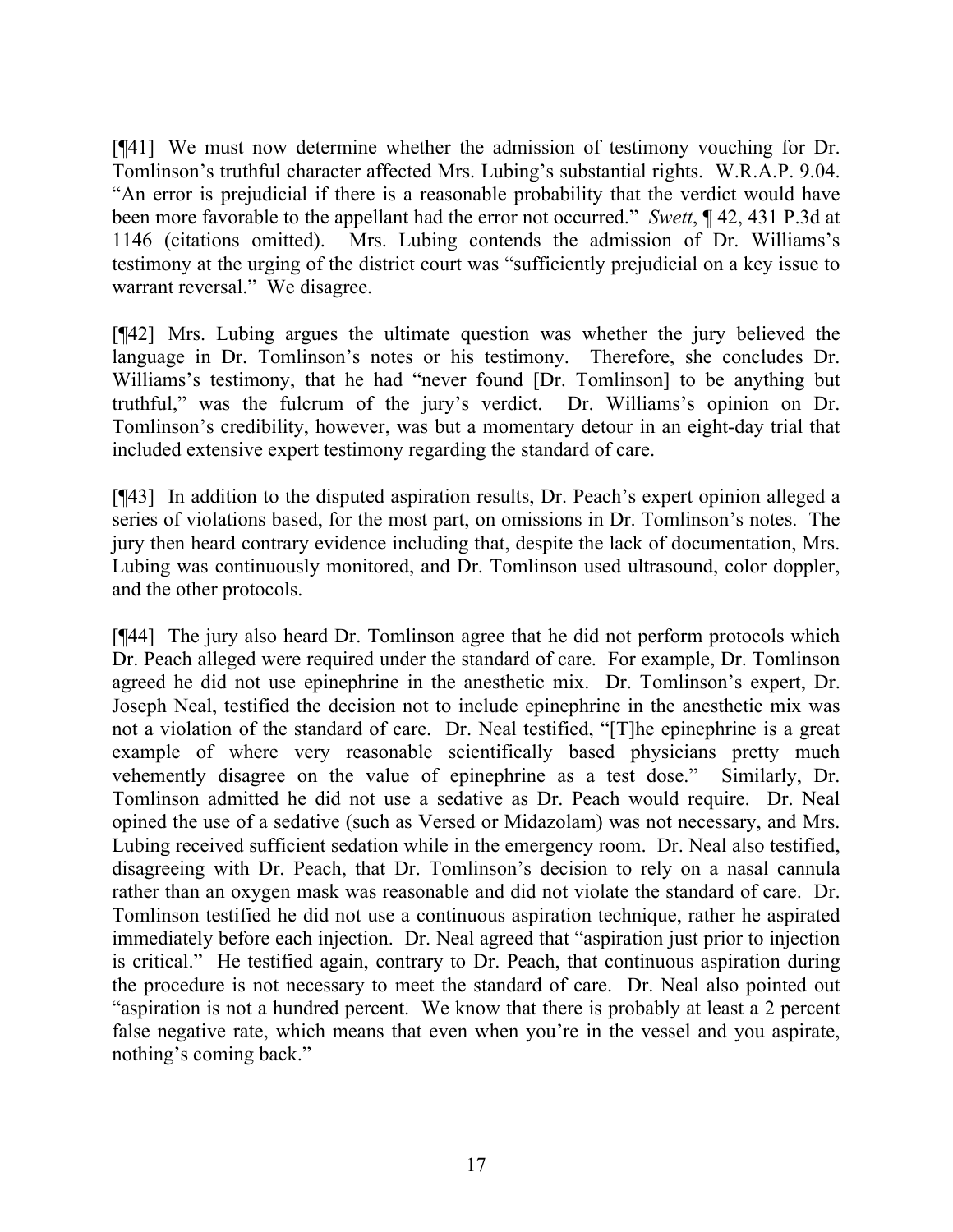[¶41] We must now determine whether the admission of testimony vouching for Dr. Tomlinson's truthful character affected Mrs. Lubing's substantial rights. W.R.A.P. 9.04. "An error is prejudicial if there is a reasonable probability that the verdict would have been more favorable to the appellant had the error not occurred." *Swett*, ¶ 42, 431 P.3d at 1146 (citations omitted). Mrs. Lubing contends the admission of Dr. Williams's testimony at the urging of the district court was "sufficiently prejudicial on a key issue to warrant reversal." We disagree.

[¶42] Mrs. Lubing argues the ultimate question was whether the jury believed the language in Dr. Tomlinson's notes or his testimony. Therefore, she concludes Dr. Williams's testimony, that he had "never found [Dr. Tomlinson] to be anything but truthful," was the fulcrum of the jury's verdict. Dr. Williams's opinion on Dr. Tomlinson's credibility, however, was but a momentary detour in an eight-day trial that included extensive expert testimony regarding the standard of care.

[¶43] In addition to the disputed aspiration results, Dr. Peach's expert opinion alleged a series of violations based, for the most part, on omissions in Dr. Tomlinson's notes. The jury then heard contrary evidence including that, despite the lack of documentation, Mrs. Lubing was continuously monitored, and Dr. Tomlinson used ultrasound, color doppler, and the other protocols.

[¶44] The jury also heard Dr. Tomlinson agree that he did not perform protocols which Dr. Peach alleged were required under the standard of care. For example, Dr. Tomlinson agreed he did not use epinephrine in the anesthetic mix. Dr. Tomlinson's expert, Dr. Joseph Neal, testified the decision not to include epinephrine in the anesthetic mix was not a violation of the standard of care. Dr. Neal testified, "[T]he epinephrine is a great example of where very reasonable scientifically based physicians pretty much vehemently disagree on the value of epinephrine as a test dose." Similarly, Dr. Tomlinson admitted he did not use a sedative as Dr. Peach would require. Dr. Neal opined the use of a sedative (such as Versed or Midazolam) was not necessary, and Mrs. Lubing received sufficient sedation while in the emergency room. Dr. Neal also testified, disagreeing with Dr. Peach, that Dr. Tomlinson's decision to rely on a nasal cannula rather than an oxygen mask was reasonable and did not violate the standard of care. Dr. Tomlinson testified he did not use a continuous aspiration technique, rather he aspirated immediately before each injection. Dr. Neal agreed that "aspiration just prior to injection is critical." He testified again, contrary to Dr. Peach, that continuous aspiration during the procedure is not necessary to meet the standard of care. Dr. Neal also pointed out "aspiration is not a hundred percent. We know that there is probably at least a 2 percent false negative rate, which means that even when you're in the vessel and you aspirate, nothing's coming back."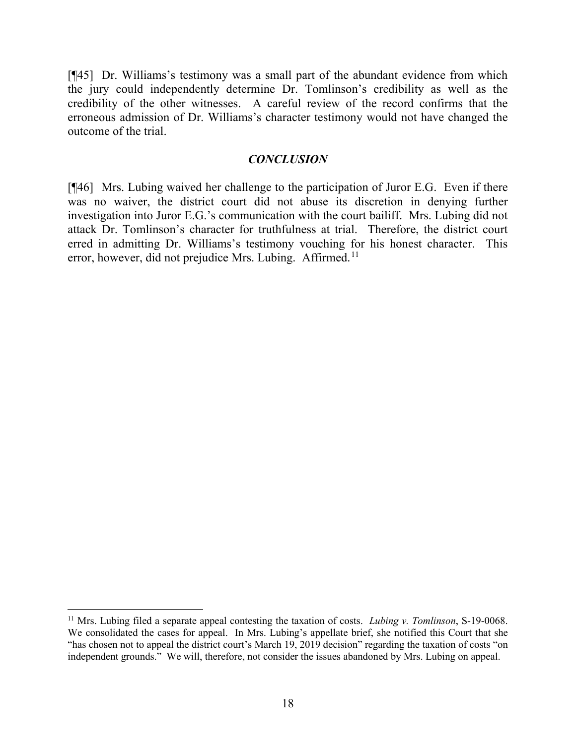[¶45] Dr. Williams's testimony was a small part of the abundant evidence from which the jury could independently determine Dr. Tomlinson's credibility as well as the credibility of the other witnesses. A careful review of the record confirms that the erroneous admission of Dr. Williams's character testimony would not have changed the outcome of the trial.

## *CONCLUSION*

[¶46] Mrs. Lubing waived her challenge to the participation of Juror E.G. Even if there was no waiver, the district court did not abuse its discretion in denying further investigation into Juror E.G.'s communication with the court bailiff. Mrs. Lubing did not attack Dr. Tomlinson's character for truthfulness at trial. Therefore, the district court erred in admitting Dr. Williams's testimony vouching for his honest character. This error, however, did not prejudice Mrs. Lubing. Affirmed.[11]

---

[11] Mrs. Lubing filed a separate appeal contesting the taxation of costs. *Lubing v. Tomlinson*, S-19-0068. We consolidated the cases for appeal. In Mrs. Lubing's appellate brief, she notified this Court that she "has chosen not to appeal the district court's March 19, 2019 decision" regarding the taxation of costs "on independent grounds." We will, therefore, not consider the issues abandoned by Mrs. Lubing on appeal.